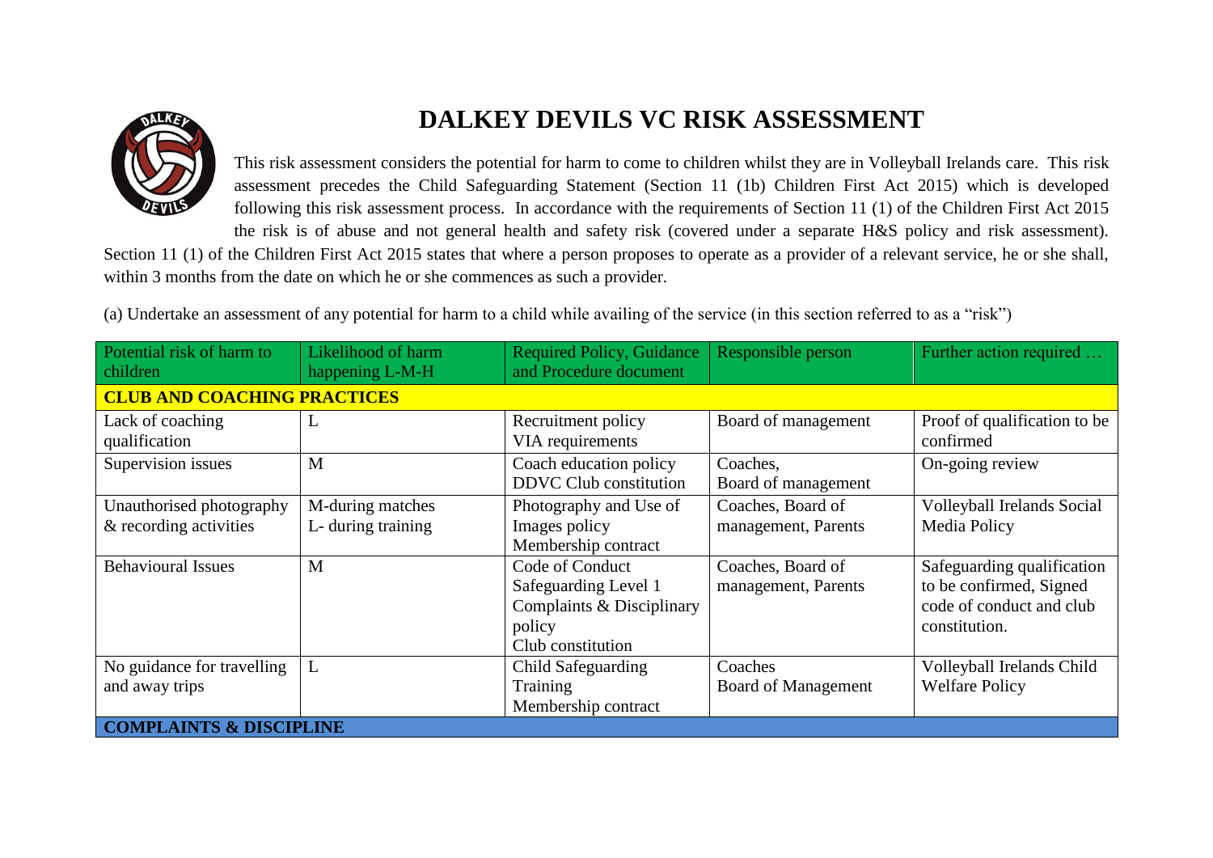# DALKEY DEVILS VC RISK ASSESSMENT

This risk assessment considers the potential for harm to come to children whilst they are in Volleyball Irelands care. This risk assessment precedes the Child Safeguarding Statement (Section 11 (1b) Children First Act 2015) which is developed following this risk assessment process. In accordance with the requirements of Section 11 (1) of the Children First Act 2015 the risk is of abuse and not general health and safety risk (covered under a separate H&S policy and risk assessment). Section 11 (1) of the Children First Act 2015 states that where a person proposes to operate as a provider of a relevant service, he or she shall, within 3 months from the date on which he or she commences as such a provider.

(a) Undertake an assessment of any potential for harm to a child while availing of the service (in this section referred to as a "risk")

| Potential risk of harm to children | Likelihood of harm happening L-M-H | Required Policy, Guidance and Procedure document | Responsible person | Further action required … |
|---|---|---|---|---|
| **CLUB AND COACHING PRACTICES** | | | | |
| Lack of coaching qualification | L | Recruitment policy<br>VIA requirements | Board of management | Proof of qualification to be confirmed |
| Supervision issues | M | Coach education policy<br>DDVC Club constitution | Coaches,<br>Board of management | On-going review |
| Unauthorised photography & recording activities | M-during matches<br>L- during training | Photography and Use of Images policy<br>Membership contract | Coaches, Board of management, Parents | Volleyball Irelands Social Media Policy |
| Behavioural Issues | M | Code of Conduct<br>Safeguarding Level 1<br>Complaints & Disciplinary policy<br>Club constitution | Coaches, Board of management, Parents | Safeguarding qualification to be confirmed, Signed code of conduct and club constitution. |
| No guidance for travelling and away trips | L | Child Safeguarding Training<br>Membership contract | Coaches<br>Board of Management | Volleyball Irelands Child Welfare Policy |
| **COMPLAINTS & DISCIPLINE** | | | | |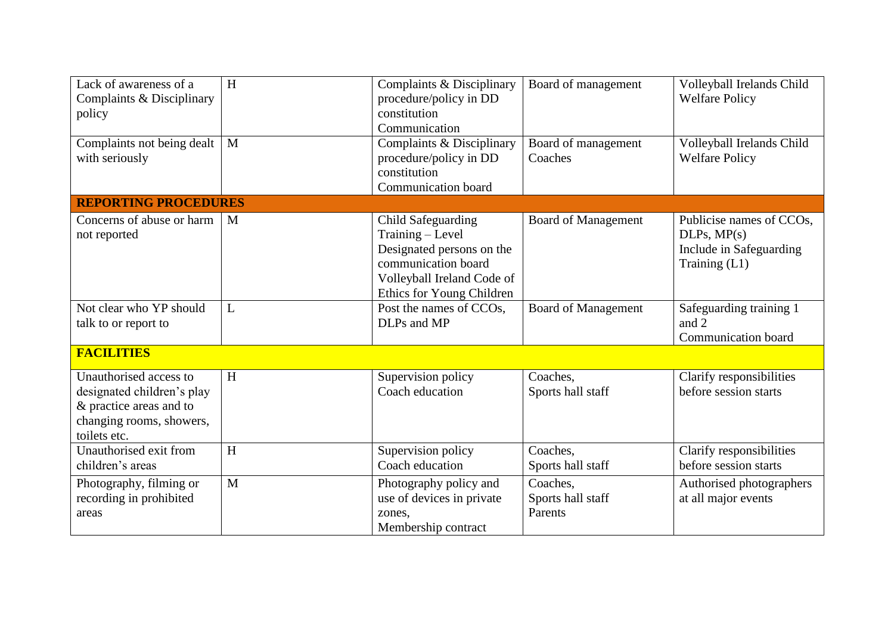| | | | | |
|---|---|---|---|---|
| Lack of awareness of a Complaints & Disciplinary policy | H | Complaints & Disciplinary procedure/policy in DD constitution Communication | Board of management | Volleyball Irelands Child Welfare Policy |
| Complaints not being dealt with seriously | M | Complaints & Disciplinary procedure/policy in DD constitution Communication board | Board of management Coaches | Volleyball Irelands Child Welfare Policy |
| **REPORTING PROCEDURES** | | | | |
| Concerns of abuse or harm not reported | M | Child Safeguarding Training – Level Designated persons on the communication board Volleyball Ireland Code of Ethics for Young Children | Board of Management | Publicise names of CCOs, DLPs, MP(s) Include in Safeguarding Training (L1) |
| Not clear who YP should talk to or report to | L | Post the names of CCOs, DLPs and MP | Board of Management | Safeguarding training 1 and 2 Communication board |
| **FACILITIES** | | | | |
| Unauthorised access to designated children's play & practice areas and to changing rooms, showers, toilets etc. | H | Supervision policy Coach education | Coaches, Sports hall staff | Clarify responsibilities before session starts |
| Unauthorised exit from children's areas | H | Supervision policy Coach education | Coaches, Sports hall staff | Clarify responsibilities before session starts |
| Photography, filming or recording in prohibited areas | M | Photography policy and use of devices in private zones, Membership contract | Coaches, Sports hall staff Parents | Authorised photographers at all major events |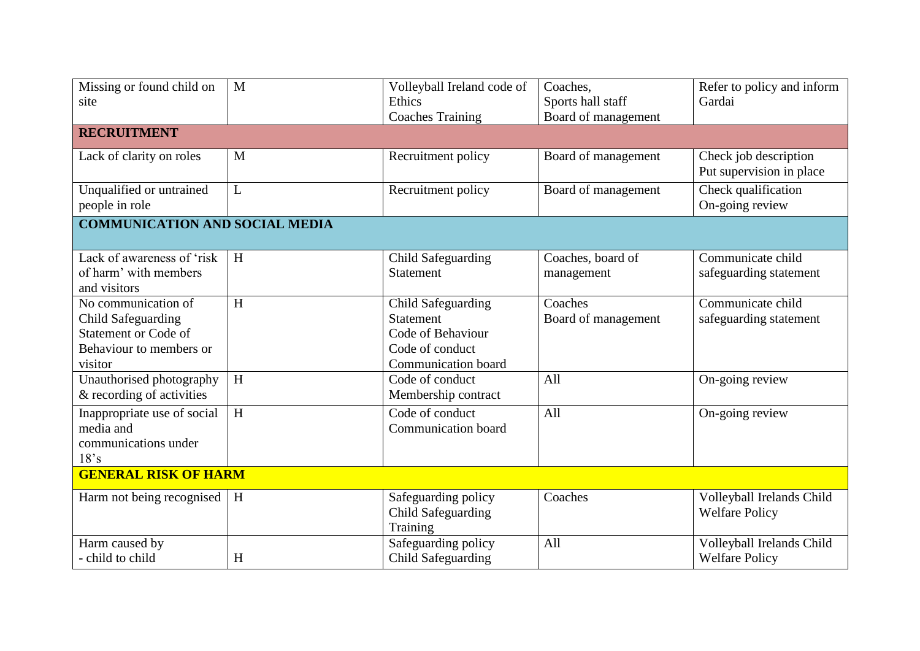| | | | | |
|---|---|---|---|---|
| Missing or found child on site | M | Volleyball Ireland code of Ethics<br>Coaches Training | Coaches,<br>Sports hall staff<br>Board of management | Refer to policy and inform Gardai |
| **RECRUITMENT** | | | | |
| Lack of clarity on roles | M | Recruitment policy | Board of management | Check job description<br>Put supervision in place |
| Unqualified or untrained people in role | L | Recruitment policy | Board of management | Check qualification<br>On-going review |
| **COMMUNICATION AND SOCIAL MEDIA** | | | | |
| Lack of awareness of 'risk of harm' with members and visitors | H | Child Safeguarding Statement | Coaches, board of management | Communicate child safeguarding statement |
| No communication of Child Safeguarding Statement or Code of Behaviour to members or visitor | H | Child Safeguarding Statement<br>Code of Behaviour<br>Code of conduct<br>Communication board | Coaches<br>Board of management | Communicate child safeguarding statement |
| Unauthorised photography & recording of activities | H | Code of conduct<br>Membership contract | All | On-going review |
| Inappropriate use of social media and communications under 18's | H | Code of conduct<br>Communication board | All | On-going review |
| **GENERAL RISK OF HARM** | | | | |
| Harm not being recognised | H | Safeguarding policy<br>Child Safeguarding Training | Coaches | Volleyball Irelands Child Welfare Policy |
| Harm caused by<br>- child to child | H | Safeguarding policy<br>Child Safeguarding | All | Volleyball Irelands Child Welfare Policy |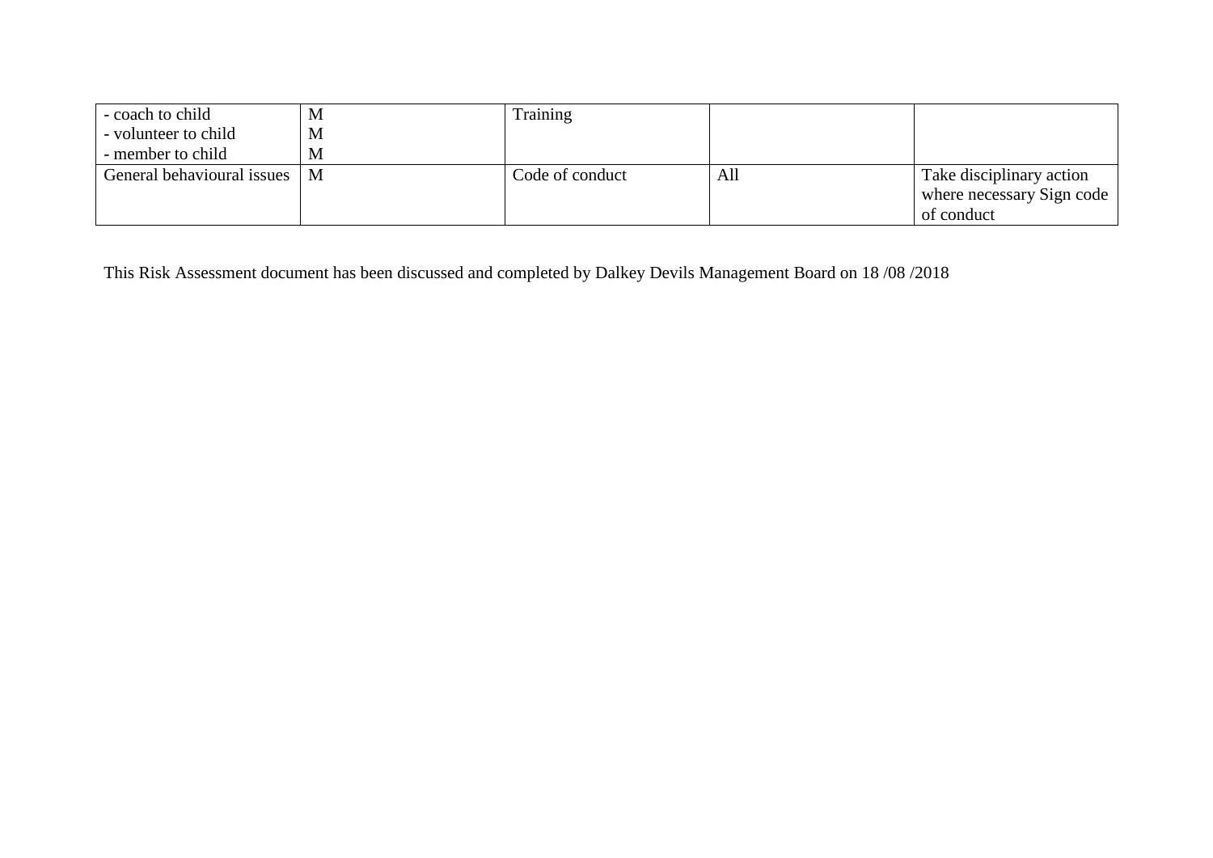| | | | | |
|---|---|---|---|---|
| - coach to child<br>- volunteer to child<br>- member to child | M<br>M<br>M | Training | | |
| General behavioural issues | M | Code of conduct | All | Take disciplinary action where necessary Sign code of conduct |

This Risk Assessment document has been discussed and completed by Dalkey Devils Management Board on 18 /08 /2018